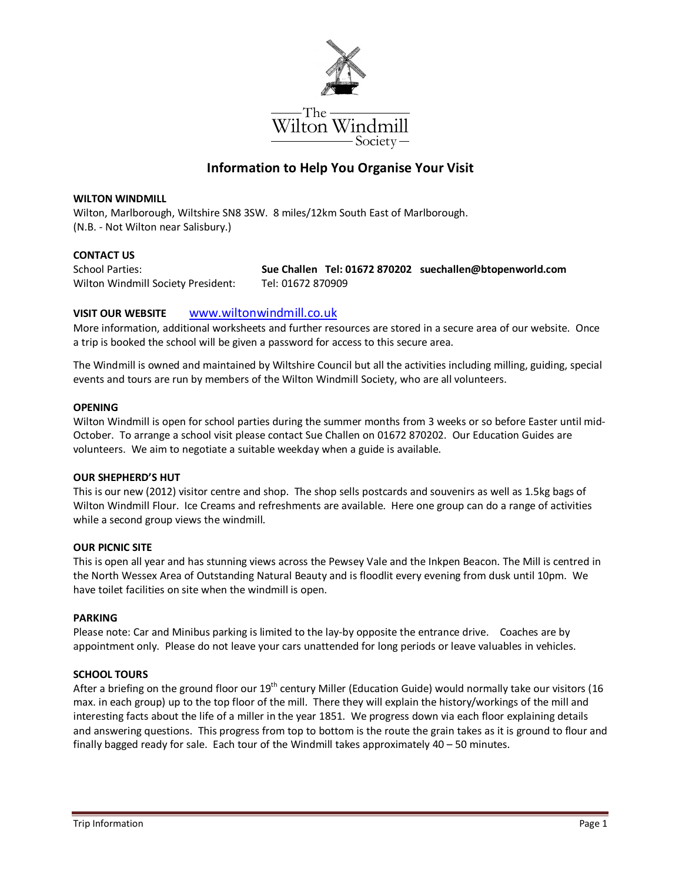The Wilton Windmill Society

# Information to Help You Organise Your Visit

**WILTON WINDMILL**
Wilton, Marlborough, Wiltshire SN8 3SW. 8 miles/12km South East of Marlborough.
(N.B. - Not Wilton near Salisbury.)

**CONTACT US**

School Parties: **Sue Challen Tel: 01672 870202 suechallen@btopenworld.com**
Wilton Windmill Society President: Tel: 01672 870909

**VISIT OUR WEBSITE** www.wiltonwindmill.co.uk

More information, additional worksheets and further resources are stored in a secure area of our website. Once a trip is booked the school will be given a password for access to this secure area.

The Windmill is owned and maintained by Wiltshire Council but all the activities including milling, guiding, special events and tours are run by members of the Wilton Windmill Society, who are all volunteers.

**OPENING**
Wilton Windmill is open for school parties during the summer months from 3 weeks or so before Easter until mid-October. To arrange a school visit please contact Sue Challen on 01672 870202. Our Education Guides are volunteers. We aim to negotiate a suitable weekday when a guide is available.

**OUR SHEPHERD'S HUT**
This is our new (2012) visitor centre and shop. The shop sells postcards and souvenirs as well as 1.5kg bags of Wilton Windmill Flour. Ice Creams and refreshments are available. Here one group can do a range of activities while a second group views the windmill.

**OUR PICNIC SITE**
This is open all year and has stunning views across the Pewsey Vale and the Inkpen Beacon. The Mill is centred in the North Wessex Area of Outstanding Natural Beauty and is floodlit every evening from dusk until 10pm. We have toilet facilities on site when the windmill is open.

**PARKING**
Please note: Car and Minibus parking is limited to the lay-by opposite the entrance drive. Coaches are by appointment only. Please do not leave your cars unattended for long periods or leave valuables in vehicles.

**SCHOOL TOURS**
After a briefing on the ground floor our 19th century Miller (Education Guide) would normally take our visitors (16 max. in each group) up to the top floor of the mill. There they will explain the history/workings of the mill and interesting facts about the life of a miller in the year 1851. We progress down via each floor explaining details and answering questions. This progress from top to bottom is the route the grain takes as it is ground to flour and finally bagged ready for sale. Each tour of the Windmill takes approximately 40 – 50 minutes.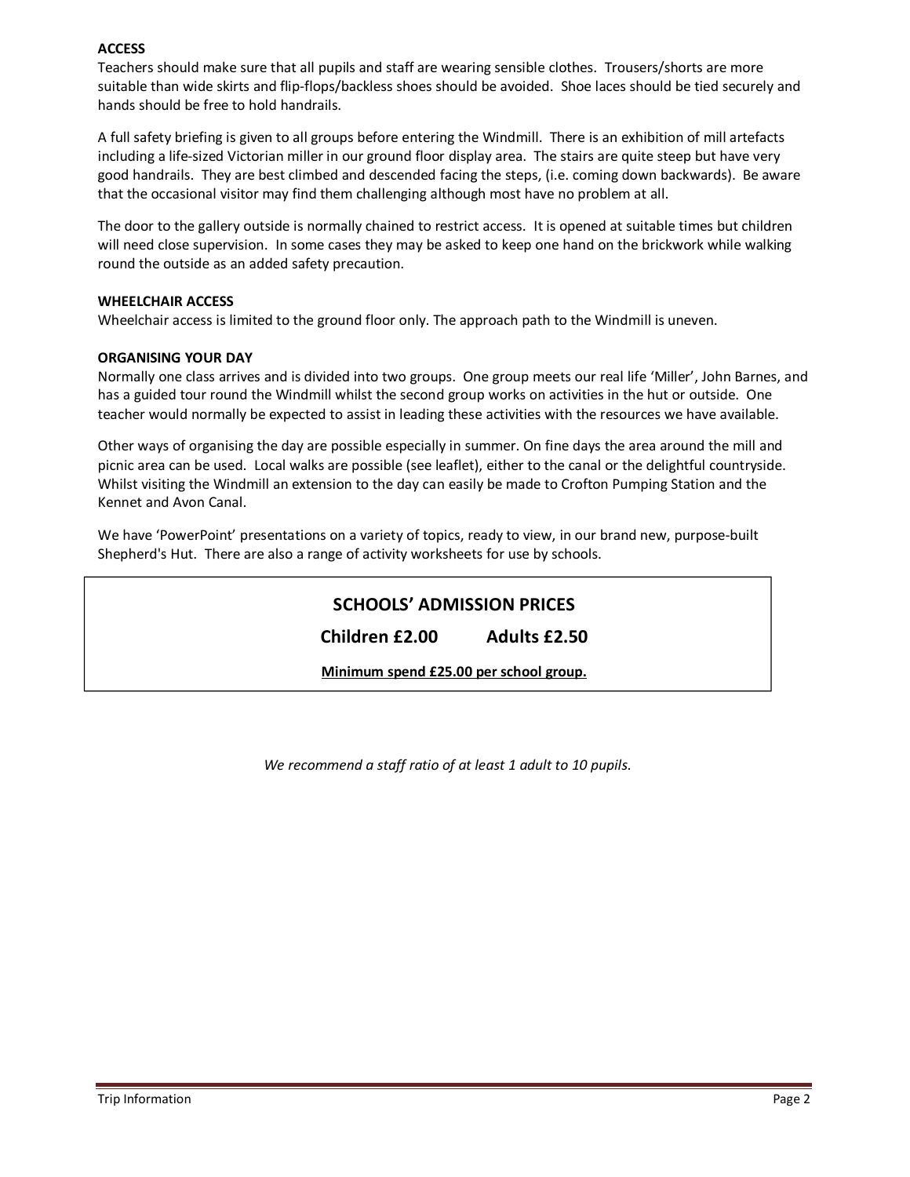**ACCESS**

Teachers should make sure that all pupils and staff are wearing sensible clothes. Trousers/shorts are more suitable than wide skirts and flip-flops/backless shoes should be avoided. Shoe laces should be tied securely and hands should be free to hold handrails.

A full safety briefing is given to all groups before entering the Windmill. There is an exhibition of mill artefacts including a life-sized Victorian miller in our ground floor display area. The stairs are quite steep but have very good handrails. They are best climbed and descended facing the steps, (i.e. coming down backwards). Be aware that the occasional visitor may find them challenging although most have no problem at all.

The door to the gallery outside is normally chained to restrict access. It is opened at suitable times but children will need close supervision. In some cases they may be asked to keep one hand on the brickwork while walking round the outside as an added safety precaution.

**WHEELCHAIR ACCESS**

Wheelchair access is limited to the ground floor only. The approach path to the Windmill is uneven.

**ORGANISING YOUR DAY**

Normally one class arrives and is divided into two groups. One group meets our real life 'Miller', John Barnes, and has a guided tour round the Windmill whilst the second group works on activities in the hut or outside. One teacher would normally be expected to assist in leading these activities with the resources we have available.

Other ways of organising the day are possible especially in summer. On fine days the area around the mill and picnic area can be used. Local walks are possible (see leaflet), either to the canal or the delightful countryside. Whilst visiting the Windmill an extension to the day can easily be made to Crofton Pumping Station and the Kennet and Avon Canal.

We have 'PowerPoint' presentations on a variety of topics, ready to view, in our brand new, purpose-built Shepherd's Hut. There are also a range of activity worksheets for use by schools.

## SCHOOLS' ADMISSION PRICES

**Children £2.00 Adults £2.50**

**Minimum spend £25.00 per school group.**

*We recommend a staff ratio of at least 1 adult to 10 pupils.*